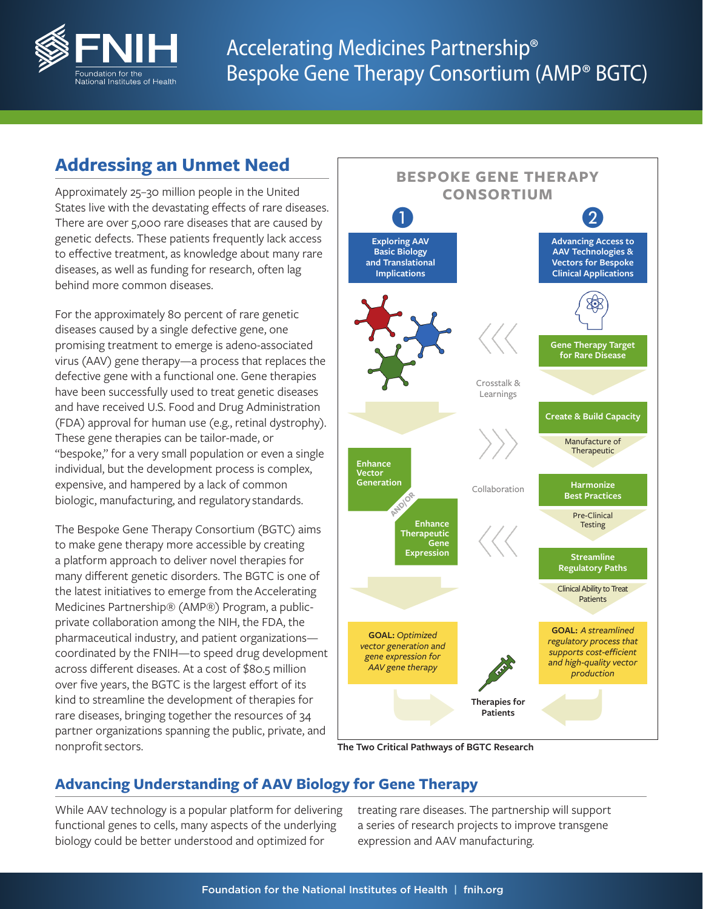# Accelerating Medicines Partnership® Bespoke Gene Therapy Consortium (AMP® BGTC)

## Addressing an Unmet Need

Approximately 25–30 million people in the United States live with the devastating effects of rare diseases. There are over 5,000 rare diseases that are caused by genetic defects. These patients frequently lack access to effective treatment, as knowledge about many rare diseases, as well as funding for research, often lag behind more common diseases.

For the approximately 80 percent of rare genetic diseases caused by a single defective gene, one promising treatment to emerge is adeno-associated virus (AAV) gene therapy—a process that replaces the defective gene with a functional one. Gene therapies have been successfully used to treat genetic diseases and have received U.S. Food and Drug Administration (FDA) approval for human use (e.g., retinal dystrophy). These gene therapies can be tailor-made, or "bespoke," for a very small population or even a single individual, but the development process is complex, expensive, and hampered by a lack of common biologic, manufacturing, and regulatory standards.

The Bespoke Gene Therapy Consortium (BGTC) aims to make gene therapy more accessible by creating a platform approach to deliver novel therapies for many different genetic disorders. The BGTC is one of the latest initiatives to emerge from the Accelerating Medicines Partnership® (AMP®) Program, a public-private collaboration among the NIH, the FDA, the pharmaceutical industry, and patient organizations—coordinated by the FNIH—to speed drug development across different diseases. At a cost of $80.5 million over five years, the BGTC is the largest effort of its kind to streamline the development of therapies for rare diseases, bringing together the resources of 34 partner organizations spanning the public, private, and nonprofit sectors.

BESPOKE GENE THERAPY CONSORTIUM

1 Exploring AAV Basic Biology and Translational Implications

2 Advancing Access to AAV Technologies & Vectors for Bespoke Clinical Applications

Gene Therapy Target for Rare Disease

Crosstalk & Learnings

Create & Build Capacity

Manufacture of Therapeutic

Enhance Vector Generation

AND/OR

Enhance Therapeutic Gene Expression

Collaboration

Harmonize Best Practices

Pre-Clinical Testing

Streamline Regulatory Paths

Clinical Ability to Treat Patients

**GOAL:** *Optimized vector generation and gene expression for AAV gene therapy*

**GOAL:** *A streamlined regulatory process that supports cost-efficient and high-quality vector production*

Therapies for Patients

**The Two Critical Pathways of BGTC Research**

## Advancing Understanding of AAV Biology for Gene Therapy

While AAV technology is a popular platform for delivering functional genes to cells, many aspects of the underlying biology could be better understood and optimized for treating rare diseases. The partnership will support a series of research projects to improve transgene expression and AAV manufacturing.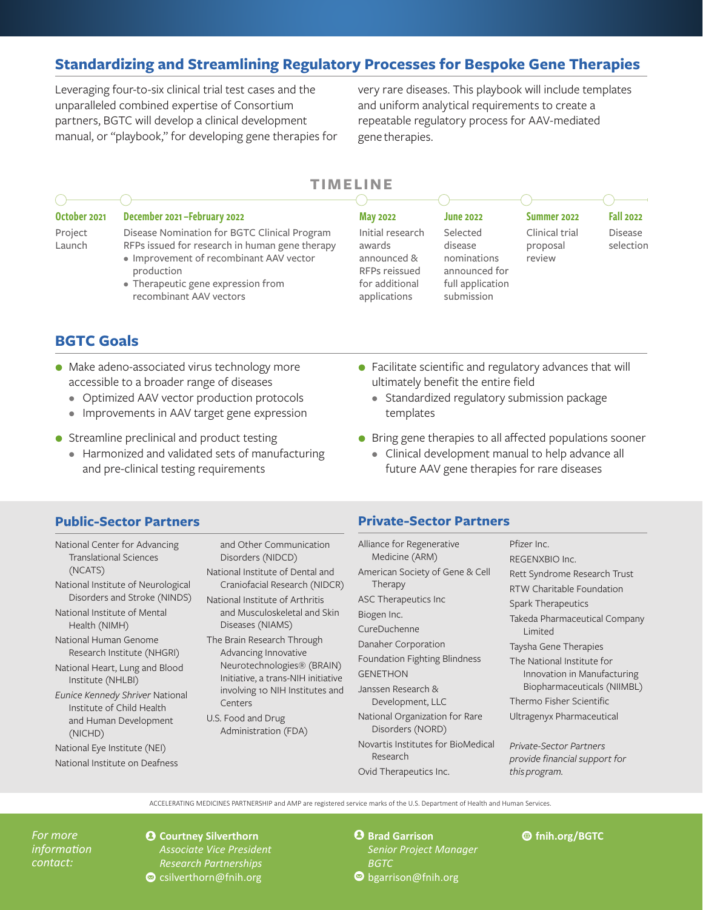## Standardizing and Streamlining Regulatory Processes for Bespoke Gene Therapies

Leveraging four-to-six clinical trial test cases and the unparalleled combined expertise of Consortium partners, BGTC will develop a clinical development manual, or "playbook," for developing gene therapies for very rare diseases. This playbook will include templates and uniform analytical requirements to create a repeatable regulatory process for AAV-mediated gene therapies.

### TIMELINE

**October 2021**
Project Launch

**December 2021 –February 2022**
Disease Nomination for BGTC Clinical Program
RFPs issued for research in human gene therapy
- Improvement of recombinant AAV vector production
- Therapeutic gene expression from recombinant AAV vectors

**May 2022**
Initial research awards announced & RFPs reissued for additional applications

**June 2022**
Selected disease nominations announced for full application submission

**Summer 2022**
Clinical trial proposal review

**Fall 2022**
Disease selection

## BGTC Goals

- Make adeno-associated virus technology more accessible to a broader range of diseases
  - Optimized AAV vector production protocols
  - Improvements in AAV target gene expression
- Streamline preclinical and product testing
  - Harmonized and validated sets of manufacturing and pre-clinical testing requirements
- Facilitate scientific and regulatory advances that will ultimately benefit the entire field
  - Standardized regulatory submission package templates
- Bring gene therapies to all affected populations sooner
  - Clinical development manual to help advance all future AAV gene therapies for rare diseases

## Public-Sector Partners

National Center for Advancing Translational Sciences (NCATS)
National Institute of Neurological Disorders and Stroke (NINDS)
National Institute of Mental Health (NIMH)
National Human Genome Research Institute (NHGRI)
National Heart, Lung and Blood Institute (NHLBI)
*Eunice Kennedy Shriver* National Institute of Child Health and Human Development (NICHD)
National Eye Institute (NEI)
National Institute on Deafness and Other Communication Disorders (NIDCD)
National Institute of Dental and Craniofacial Research (NIDCR)
National Institute of Arthritis and Musculoskeletal and Skin Diseases (NIAMS)
The Brain Research Through Advancing Innovative Neurotechnologies® (BRAIN) Initiative, a trans-NIH initiative involving 10 NIH Institutes and Centers
U.S. Food and Drug Administration (FDA)

## Private-Sector Partners

Alliance for Regenerative Medicine (ARM)
American Society of Gene & Cell Therapy
ASC Therapeutics Inc
Biogen Inc.
CureDuchenne
Danaher Corporation
Foundation Fighting Blindness
GENETHON
Janssen Research & Development, LLC
National Organization for Rare Disorders (NORD)
Novartis Institutes for BioMedical Research
Ovid Therapeutics Inc.
Pfizer Inc.
REGENXBIO Inc.
Rett Syndrome Research Trust
RTW Charitable Foundation
Spark Therapeutics
Takeda Pharmaceutical Company Limited
Taysha Gene Therapies
The National Institute for Innovation in Manufacturing Biopharmaceuticals (NIIMBL)
Thermo Fisher Scientific
Ultragenyx Pharmaceutical

*Private-Sector Partners provide financial support for this program.*

ACCELERATING MEDICINES PARTNERSHIP and AMP are registered service marks of the U.S. Department of Health and Human Services.

*For more information contact:*

**Courtney Silverthorn**
*Associate Vice President*
*Research Partnerships*
csilverthorn@fnih.org

**Brad Garrison**
*Senior Project Manager*
*BGTC*
bgarrison@fnih.org

**fnih.org/BGTC**